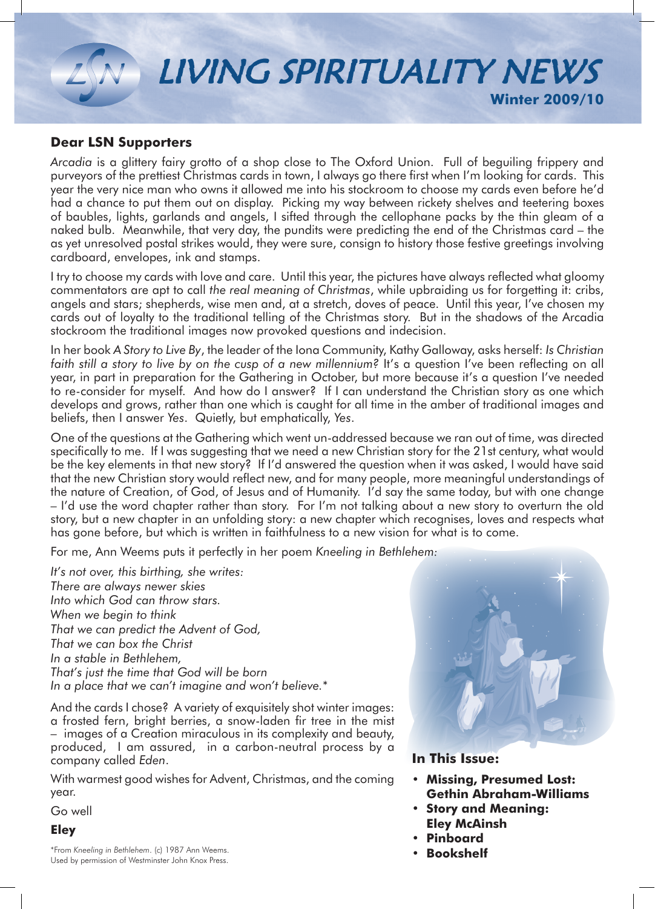# LIVING SPIRITUALITY NEWS

**Winter 2009/10**

## Dear LSN Supporters

*Arcadia* is a glittery fairy grotto of a shop close to The Oxford Union. Full of beguiling frippery and purveyors of the prettiest Christmas cards in town, I always go there first when I'm looking for cards. This year the very nice man who owns it allowed me into his stockroom to choose my cards even before he'd had a chance to put them out on display. Picking my way between rickety shelves and teetering boxes of baubles, lights, garlands and angels, I sifted through the cellophane packs by the thin gleam of a naked bulb. Meanwhile, that very day, the pundits were predicting the end of the Christmas card – the as yet unresolved postal strikes would, they were sure, consign to history those festive greetings involving cardboard, envelopes, ink and stamps.

I try to choose my cards with love and care. Until this year, the pictures have always reflected what gloomy commentators are apt to call *the real meaning of Christmas*, while upbraiding us for forgetting it: cribs, angels and stars; shepherds, wise men and, at a stretch, doves of peace. Until this year, I've chosen my cards out of loyalty to the traditional telling of the Christmas story. But in the shadows of the Arcadia stockroom the traditional images now provoked questions and indecision.

In her book *A Story to Live By*, the leader of the Iona Community, Kathy Galloway, asks herself: *Is Christian faith still a story to live by on the cusp of a new millennium?* It's a question I've been reflecting on all year, in part in preparation for the Gathering in October, but more because it's a question I've needed to re-consider for myself. And how do I answer? If I can understand the Christian story as one which develops and grows, rather than one which is caught for all time in the amber of traditional images and beliefs, then I answer *Yes*. Quietly, but emphatically, *Yes*.

One of the questions at the Gathering which went un-addressed because we ran out of time, was directed specifically to me. If I was suggesting that we need a new Christian story for the 21st century, what would be the key elements in that new story? If I'd answered the question when it was asked, I would have said that the new Christian story would reflect new, and for many people, more meaningful understandings of the nature of Creation, of God, of Jesus and of Humanity. I'd say the same today, but with one change – I'd use the word chapter rather than story. For I'm not talking about a new story to overturn the old story, but a new chapter in an unfolding story: a new chapter which recognises, loves and respects what has gone before, but which is written in faithfulness to a new vision for what is to come.

For me, Ann Weems puts it perfectly in her poem *Kneeling in Bethlehem*:

*It's not over, this birthing, she writes:*
*There are always newer skies*
*Into which God can throw stars.*
*When we begin to think*
*That we can predict the Advent of God,*
*That we can box the Christ*
*In a stable in Bethlehem,*
*That's just the time that God will be born*
*In a place that we can't imagine and won't believe.\**

And the cards I chose? A variety of exquisitely shot winter images: a frosted fern, bright berries, a snow-laden fir tree in the mist – images of a Creation miraculous in its complexity and beauty, produced, I am assured, in a carbon-neutral process by a company called *Eden*.

With warmest good wishes for Advent, Christmas, and the coming year.

Go well

**Eley**

\*From *Kneeling in Bethlehem*. (c) 1987 Ann Weems. Used by permission of Westminster John Knox Press.

### In This Issue:

- **Missing, Presumed Lost: Gethin Abraham-Williams**
- **Story and Meaning: Eley McAinsh**
- **Pinboard**
- **Bookshelf**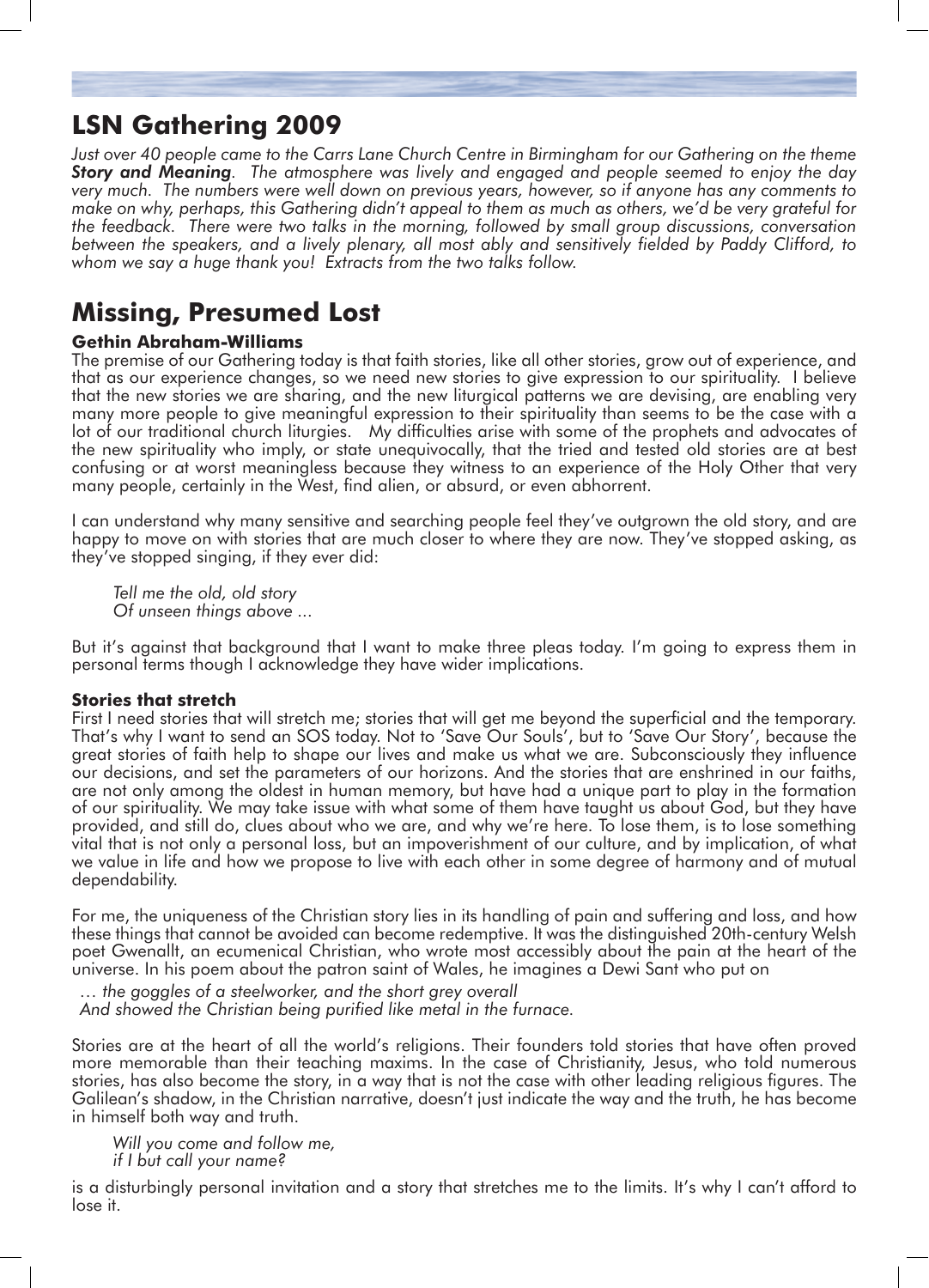## LSN Gathering 2009

*Just over 40 people came to the Carrs Lane Church Centre in Birmingham for our Gathering on the theme **Story and Meaning**. The atmosphere was lively and engaged and people seemed to enjoy the day very much. The numbers were well down on previous years, however, so if anyone has any comments to make on why, perhaps, this Gathering didn't appeal to them as much as others, we'd be very grateful for the feedback. There were two talks in the morning, followed by small group discussions, conversation between the speakers, and a lively plenary, all most ably and sensitively fielded by Paddy Clifford, to whom we say a huge thank you! Extracts from the two talks follow.*

## Missing, Presumed Lost

#### Gethin Abraham-Williams

The premise of our Gathering today is that faith stories, like all other stories, grow out of experience, and that as our experience changes, so we need new stories to give expression to our spirituality. I believe that the new stories we are sharing, and the new liturgical patterns we are devising, are enabling very many more people to give meaningful expression to their spirituality than seems to be the case with a lot of our traditional church liturgies. My difficulties arise with some of the prophets and advocates of the new spirituality who imply, or state unequivocally, that the tried and tested old stories are at best confusing or at worst meaningless because they witness to an experience of the Holy Other that very many people, certainly in the West, find alien, or absurd, or even abhorrent.

I can understand why many sensitive and searching people feel they've outgrown the old story, and are happy to move on with stories that are much closer to where they are now. They've stopped asking, as they've stopped singing, if they ever did:

> *Tell me the old, old story*
> *Of unseen things above ...*

But it's against that background that I want to make three pleas today. I'm going to express them in personal terms though I acknowledge they have wider implications.

#### Stories that stretch

First I need stories that will stretch me; stories that will get me beyond the superficial and the temporary. That's why I want to send an SOS today. Not to 'Save Our Souls', but to 'Save Our Story', because the great stories of faith help to shape our lives and make us what we are. Subconsciously they influence our decisions, and set the parameters of our horizons. And the stories that are enshrined in our faiths, are not only among the oldest in human memory, but have had a unique part to play in the formation of our spirituality. We may take issue with what some of them have taught us about God, but they have provided, and still do, clues about who we are, and why we're here. To lose them, is to lose something vital that is not only a personal loss, but an impoverishment of our culture, and by implication, of what we value in life and how we propose to live with each other in some degree of harmony and of mutual dependability.

For me, the uniqueness of the Christian story lies in its handling of pain and suffering and loss, and how these things that cannot be avoided can become redemptive. It was the distinguished 20th-century Welsh poet Gwenallt, an ecumenical Christian, who wrote most accessibly about the pain at the heart of the universe. In his poem about the patron saint of Wales, he imagines a Dewi Sant who put on

> *… the goggles of a steelworker, and the short grey overall*
> *And showed the Christian being purified like metal in the furnace.*

Stories are at the heart of all the world's religions. Their founders told stories that have often proved more memorable than their teaching maxims. In the case of Christianity, Jesus, who told numerous stories, has also become the story, in a way that is not the case with other leading religious figures. The Galilean's shadow, in the Christian narrative, doesn't just indicate the way and the truth, he has become in himself both way and truth.

> *Will you come and follow me,*
> *if I but call your name?*

is a disturbingly personal invitation and a story that stretches me to the limits. It's why I can't afford to lose it.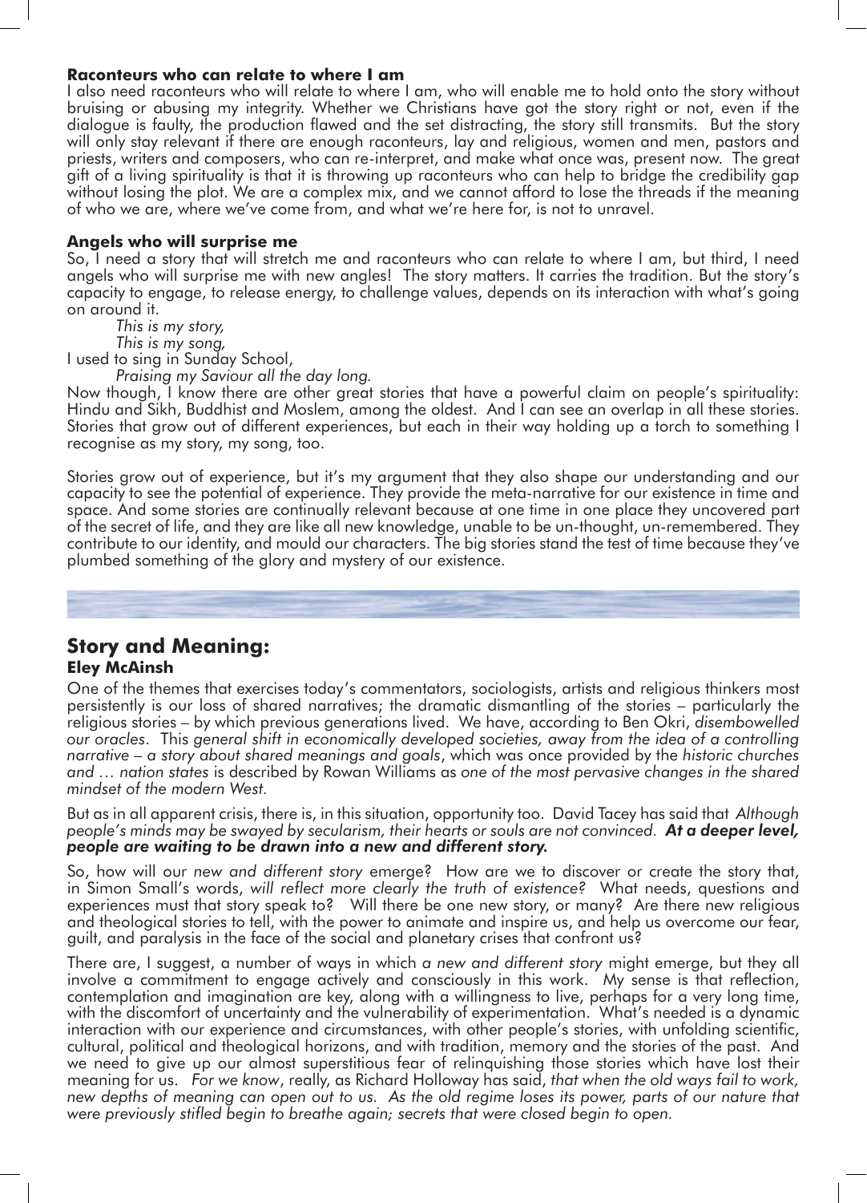### Raconteurs who can relate to where I am

I also need raconteurs who will relate to where I am, who will enable me to hold onto the story without bruising or abusing my integrity. Whether we Christians have got the story right or not, even if the dialogue is faulty, the production flawed and the set distracting, the story still transmits. But the story will only stay relevant if there are enough raconteurs, lay and religious, women and men, pastors and priests, writers and composers, who can re-interpret, and make what once was, present now. The great gift of a living spirituality is that it is throwing up raconteurs who can help to bridge the credibility gap without losing the plot. We are a complex mix, and we cannot afford to lose the threads if the meaning of who we are, where we've come from, and what we're here for, is not to unravel.

### Angels who will surprise me

So, I need a story that will stretch me and raconteurs who can relate to where I am, but third, I need angels who will surprise me with new angles! The story matters. It carries the tradition. But the story's capacity to engage, to release energy, to challenge values, depends on its interaction with what's going on around it.

> *This is my story,*
> *This is my song,*

I used to sing in Sunday School,

> *Praising my Saviour all the day long.*

Now though, I know there are other great stories that have a powerful claim on people's spirituality: Hindu and Sikh, Buddhist and Moslem, among the oldest. And I can see an overlap in all these stories. Stories that grow out of different experiences, but each in their way holding up a torch to something I recognise as my story, my song, too.

Stories grow out of experience, but it's my argument that they also shape our understanding and our capacity to see the potential of experience. They provide the meta-narrative for our existence in time and space. And some stories are continually relevant because at one time in one place they uncovered part of the secret of life, and they are like all new knowledge, unable to be un-thought, un-remembered. They contribute to our identity, and mould our characters. The big stories stand the test of time because they've plumbed something of the glory and mystery of our existence.

## Story and Meaning:

### Eley McAinsh

One of the themes that exercises today's commentators, sociologists, artists and religious thinkers most persistently is our loss of shared narratives; the dramatic dismantling of the stories – particularly the religious stories – by which previous generations lived. We have, according to Ben Okri, *disembowelled our oracles*. This *general shift in economically developed societies, away from the idea of a controlling narrative – a story about shared meanings and goals*, which was once provided by the *historic churches and … nation states* is described by Rowan Williams as *one of the most pervasive changes in the shared mindset of the modern West.*

But as in all apparent crisis, there is, in this situation, opportunity too. David Tacey has said that *Although people's minds may be swayed by secularism, their hearts or souls are not convinced.* ***At a deeper level, people are waiting to be drawn into a new and different story.***

So, how will our *new and different story* emerge? How are we to discover or create the story that, in Simon Small's words, *will reflect more clearly the truth of existence?* What needs, questions and experiences must that story speak to? Will there be one new story, or many? Are there new religious and theological stories to tell, with the power to animate and inspire us, and help us overcome our fear, guilt, and paralysis in the face of the social and planetary crises that confront us?

There are, I suggest, a number of ways in which *a new and different story* might emerge, but they all involve a commitment to engage actively and consciously in this work. My sense is that reflection, contemplation and imagination are key, along with a willingness to live, perhaps for a very long time, with the discomfort of uncertainty and the vulnerability of experimentation. What's needed is a dynamic interaction with our experience and circumstances, with other people's stories, with unfolding scientific, cultural, political and theological horizons, and with tradition, memory and the stories of the past. And we need to give up our almost superstitious fear of relinquishing those stories which have lost their meaning for us. *For we know*, really, as Richard Holloway has said, *that when the old ways fail to work, new depths of meaning can open out to us. As the old regime loses its power, parts of our nature that were previously stifled begin to breathe again; secrets that were closed begin to open.*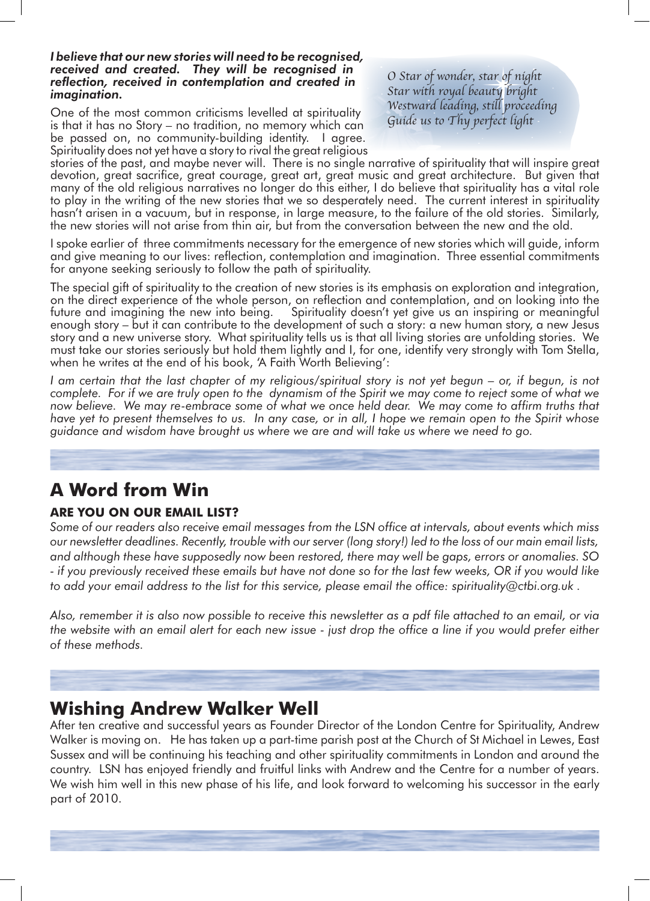***I believe that our new stories will need to be recognised, received and created. They will be recognised in reflection, received in contemplation and created in imagination.***

*O Star of wonder, star of night*
*Star with royal beauty bright*
*Westward leading, still proceeding*
*Guide us to Thy perfect light*

One of the most common criticisms levelled at spirituality is that it has no Story – no tradition, no memory which can be passed on, no community-building identity. I agree. Spirituality does not yet have a story to rival the great religious stories of the past, and maybe never will. There is no single narrative of spirituality that will inspire great devotion, great sacrifice, great courage, great art, great music and great architecture. But given that many of the old religious narratives no longer do this either, I do believe that spirituality has a vital role to play in the writing of the new stories that we so desperately need. The current interest in spirituality hasn't arisen in a vacuum, but in response, in large measure, to the failure of the old stories. Similarly, the new stories will not arise from thin air, but from the conversation between the new and the old.

I spoke earlier of three commitments necessary for the emergence of new stories which will guide, inform and give meaning to our lives: reflection, contemplation and imagination. Three essential commitments for anyone seeking seriously to follow the path of spirituality.

The special gift of spirituality to the creation of new stories is its emphasis on exploration and integration, on the direct experience of the whole person, on reflection and contemplation, and on looking into the future and imagining the new into being. Spirituality doesn't yet give us an inspiring or meaningful enough story – but it can contribute to the development of such a story: a new human story, a new Jesus story and a new universe story. What spirituality tells us is that all living stories are unfolding stories. We must take our stories seriously but hold them lightly and I, for one, identify very strongly with Tom Stella, when he writes at the end of his book, 'A Faith Worth Believing':

*I am certain that the last chapter of my religious/spiritual story is not yet begun – or, if begun, is not complete. For if we are truly open to the dynamism of the Spirit we may come to reject some of what we now believe. We may re-embrace some of what we once held dear. We may come to affirm truths that have yet to present themselves to us. In any case, or in all, I hope we remain open to the Spirit whose guidance and wisdom have brought us where we are and will take us where we need to go.*

## A Word from Win

### ARE YOU ON OUR EMAIL LIST?

*Some of our readers also receive email messages from the LSN office at intervals, about events which miss our newsletter deadlines. Recently, trouble with our server (long story!) led to the loss of our main email lists, and although these have supposedly now been restored, there may well be gaps, errors or anomalies. SO - if you previously received these emails but have not done so for the last few weeks, OR if you would like to add your email address to the list for this service, please email the office: spirituality@ctbi.org.uk .*

*Also, remember it is also now possible to receive this newsletter as a pdf file attached to an email, or via the website with an email alert for each new issue - just drop the office a line if you would prefer either of these methods.*

## Wishing Andrew Walker Well

After ten creative and successful years as Founder Director of the London Centre for Spirituality, Andrew Walker is moving on. He has taken up a part-time parish post at the Church of St Michael in Lewes, East Sussex and will be continuing his teaching and other spirituality commitments in London and around the country. LSN has enjoyed friendly and fruitful links with Andrew and the Centre for a number of years. We wish him well in this new phase of his life, and look forward to welcoming his successor in the early part of 2010.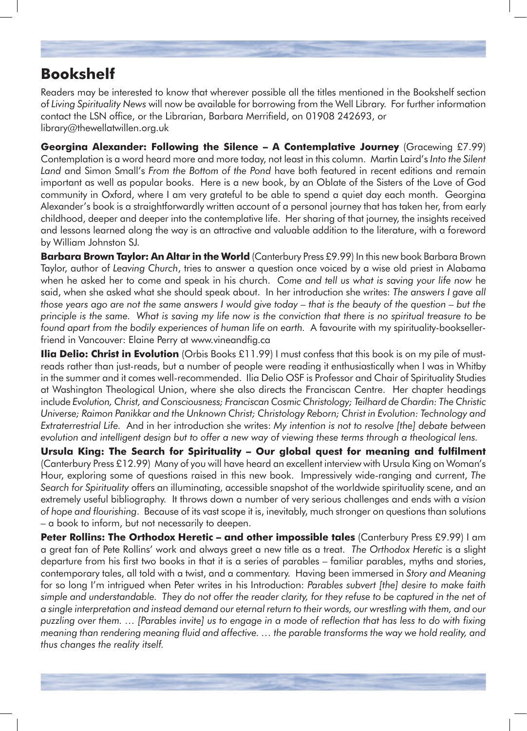## Bookshelf

Readers may be interested to know that wherever possible all the titles mentioned in the Bookshelf section of *Living Spirituality News* will now be available for borrowing from the Well Library. For further information contact the LSN office, or the Librarian, Barbara Merrifield, on 01908 242693, or library@thewellatwillen.org.uk

**Georgina Alexander: Following the Silence – A Contemplative Journey** (Gracewing £7.99) Contemplation is a word heard more and more today, not least in this column. Martin Laird's *Into the Silent Land* and Simon Small's *From the Bottom of the Pond* have both featured in recent editions and remain important as well as popular books. Here is a new book, by an Oblate of the Sisters of the Love of God community in Oxford, where I am very grateful to be able to spend a quiet day each month. Georgina Alexander's book is a straightforwardly written account of a personal journey that has taken her, from early childhood, deeper and deeper into the contemplative life. Her sharing of that journey, the insights received and lessons learned along the way is an attractive and valuable addition to the literature, with a foreword by William Johnston SJ.

**Barbara Brown Taylor: An Altar in the World** (Canterbury Press £9.99) In this new book Barbara Brown Taylor, author of *Leaving Church*, tries to answer a question once voiced by a wise old priest in Alabama when he asked her to come and speak in his church. *Come and tell us what is saving your life now* he said, when she asked what she should speak about. In her introduction she writes: *The answers I gave all those years ago are not the same answers I would give today – that is the beauty of the question – but the principle is the same. What is saving my life now is the conviction that there is no spiritual treasure to be found apart from the bodily experiences of human life on earth.* A favourite with my spirituality-bookseller-friend in Vancouver: Elaine Perry at www.vineandfig.ca

**Ilia Delio: Christ in Evolution** (Orbis Books £11.99) I must confess that this book is on my pile of must-reads rather than just-reads, but a number of people were reading it enthusiastically when I was in Whitby in the summer and it comes well-recommended. Ilia Delio OSF is Professor and Chair of Spirituality Studies at Washington Theological Union, where she also directs the Franciscan Centre. Her chapter headings include *Evolution, Christ, and Consciousness; Franciscan Cosmic Christology; Teilhard de Chardin: The Christic Universe; Raimon Panikkar and the Unknown Christ; Christology Reborn; Christ in Evolution: Technology and Extraterrestrial Life.* And in her introduction she writes: *My intention is not to resolve [the] debate between evolution and intelligent design but to offer a new way of viewing these terms through a theological lens.*

**Ursula King: The Search for Spirituality – Our global quest for meaning and fulfilment** (Canterbury Press £12.99) Many of you will have heard an excellent interview with Ursula King on Woman's Hour, exploring some of questions raised in this new book. Impressively wide-ranging and current, *The Search for Spirituality* offers an illuminating, accessible snapshot of the worldwide spirituality scene, and an extremely useful bibliography. It throws down a number of very serious challenges and ends with a *vision of hope and flourishing*. Because of its vast scope it is, inevitably, much stronger on questions than solutions – a book to inform, but not necessarily to deepen.

**Peter Rollins: The Orthodox Heretic – and other impossible tales** (Canterbury Press £9.99) I am a great fan of Pete Rollins' work and always greet a new title as a treat. *The Orthodox Heretic* is a slight departure from his first two books in that it is a series of parables – familiar parables, myths and stories, contemporary tales, all told with a twist, and a commentary. Having been immersed in *Story and Meaning* for so long I'm intrigued when Peter writes in his Introduction: *Parables subvert [the] desire to make faith simple and understandable. They do not offer the reader clarity, for they refuse to be captured in the net of a single interpretation and instead demand our eternal return to their words, our wrestling with them, and our puzzling over them. … [Parables invite] us to engage in a mode of reflection that has less to do with fixing meaning than rendering meaning fluid and affective. … the parable transforms the way we hold reality, and thus changes the reality itself.*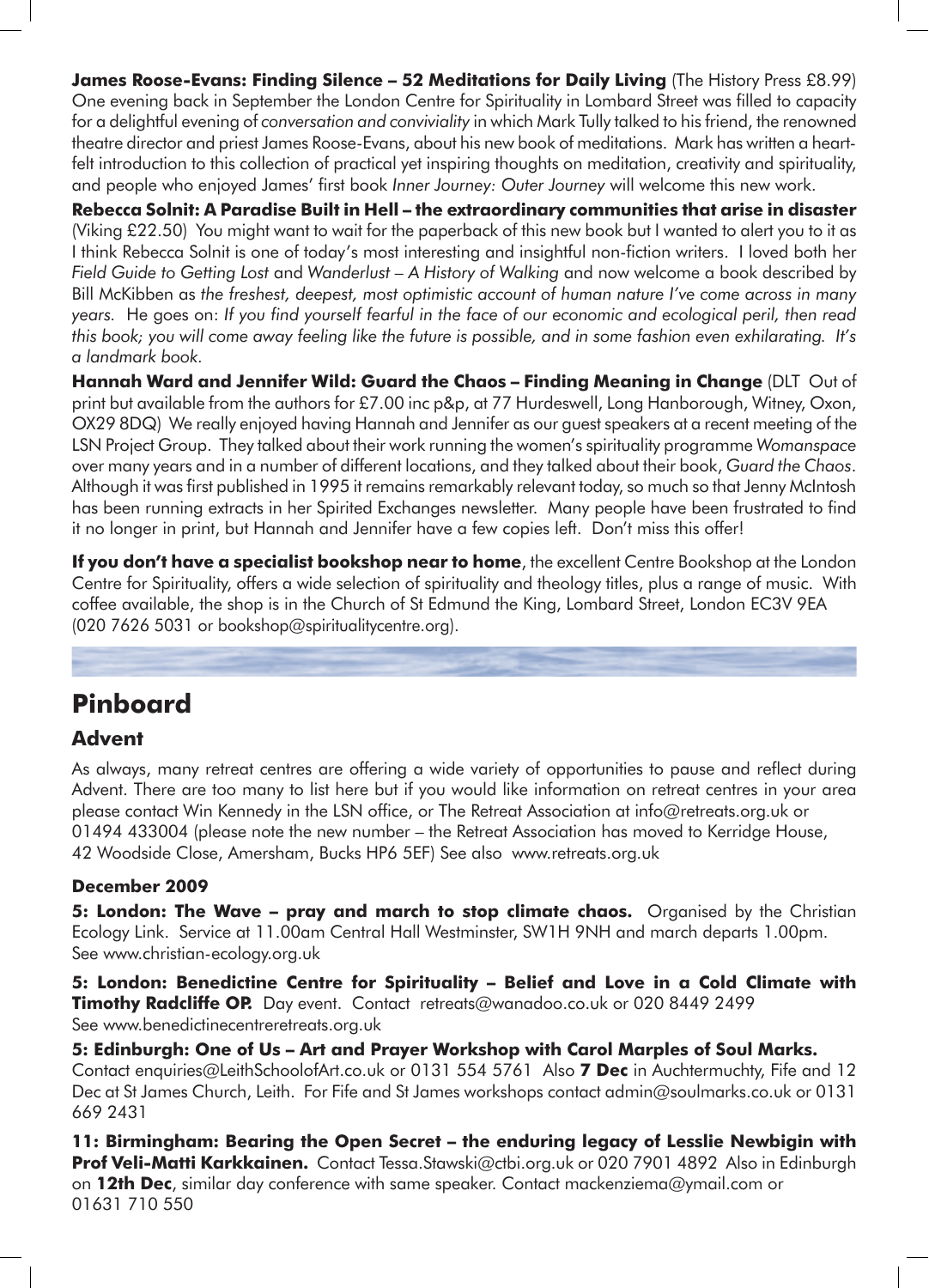**James Roose-Evans: Finding Silence – 52 Meditations for Daily Living** (The History Press £8.99) One evening back in September the London Centre for Spirituality in Lombard Street was filled to capacity for a delightful evening of *conversation and conviviality* in which Mark Tully talked to his friend, the renowned theatre director and priest James Roose-Evans, about his new book of meditations. Mark has written a heart-felt introduction to this collection of practical yet inspiring thoughts on meditation, creativity and spirituality, and people who enjoyed James' first book *Inner Journey: Outer Journey* will welcome this new work.

**Rebecca Solnit: A Paradise Built in Hell – the extraordinary communities that arise in disaster** (Viking £22.50) You might want to wait for the paperback of this new book but I wanted to alert you to it as I think Rebecca Solnit is one of today's most interesting and insightful non-fiction writers. I loved both her *Field Guide to Getting Lost* and *Wanderlust – A History of Walking* and now welcome a book described by Bill McKibben as *the freshest, deepest, most optimistic account of human nature I've come across in many years.* He goes on: *If you find yourself fearful in the face of our economic and ecological peril, then read this book; you will come away feeling like the future is possible, and in some fashion even exhilarating. It's a landmark book.*

**Hannah Ward and Jennifer Wild: Guard the Chaos – Finding Meaning in Change** (DLT Out of print but available from the authors for £7.00 inc p&p, at 77 Hurdeswell, Long Hanborough, Witney, Oxon, OX29 8DQ) We really enjoyed having Hannah and Jennifer as our guest speakers at a recent meeting of the LSN Project Group. They talked about their work running the women's spirituality programme *Womanspace* over many years and in a number of different locations, and they talked about their book, *Guard the Chaos*. Although it was first published in 1995 it remains remarkably relevant today, so much so that Jenny McIntosh has been running extracts in her Spirited Exchanges newsletter. Many people have been frustrated to find it no longer in print, but Hannah and Jennifer have a few copies left. Don't miss this offer!

**If you don't have a specialist bookshop near to home**, the excellent Centre Bookshop at the London Centre for Spirituality, offers a wide selection of spirituality and theology titles, plus a range of music. With coffee available, the shop is in the Church of St Edmund the King, Lombard Street, London EC3V 9EA (020 7626 5031 or bookshop@spiritualitycentre.org).

# Pinboard

## Advent

As always, many retreat centres are offering a wide variety of opportunities to pause and reflect during Advent. There are too many to list here but if you would like information on retreat centres in your area please contact Win Kennedy in the LSN office, or The Retreat Association at info@retreats.org.uk or 01494 433004 (please note the new number – the Retreat Association has moved to Kerridge House, 42 Woodside Close, Amersham, Bucks HP6 5EF) See also www.retreats.org.uk

### December 2009

**5: London: The Wave – pray and march to stop climate chaos.** Organised by the Christian Ecology Link. Service at 11.00am Central Hall Westminster, SW1H 9NH and march departs 1.00pm. See www.christian-ecology.org.uk

**5: London: Benedictine Centre for Spirituality – Belief and Love in a Cold Climate with Timothy Radcliffe OP.** Day event. Contact retreats@wanadoo.co.uk or 020 8449 2499 See www.benedictinecentreretreats.org.uk

**5: Edinburgh: One of Us – Art and Prayer Workshop with Carol Marples of Soul Marks.** Contact enquiries@LeithSchoolofArt.co.uk or 0131 554 5761 Also **7 Dec** in Auchtermuchty, Fife and 12 Dec at St James Church, Leith. For Fife and St James workshops contact admin@soulmarks.co.uk or 0131 669 2431

**11: Birmingham: Bearing the Open Secret – the enduring legacy of Lesslie Newbigin with Prof Veli-Matti Karkkainen.** Contact Tessa.Stawski@ctbi.org.uk or 020 7901 4892 Also in Edinburgh on **12th Dec**, similar day conference with same speaker. Contact mackenziema@ymail.com or 01631 710 550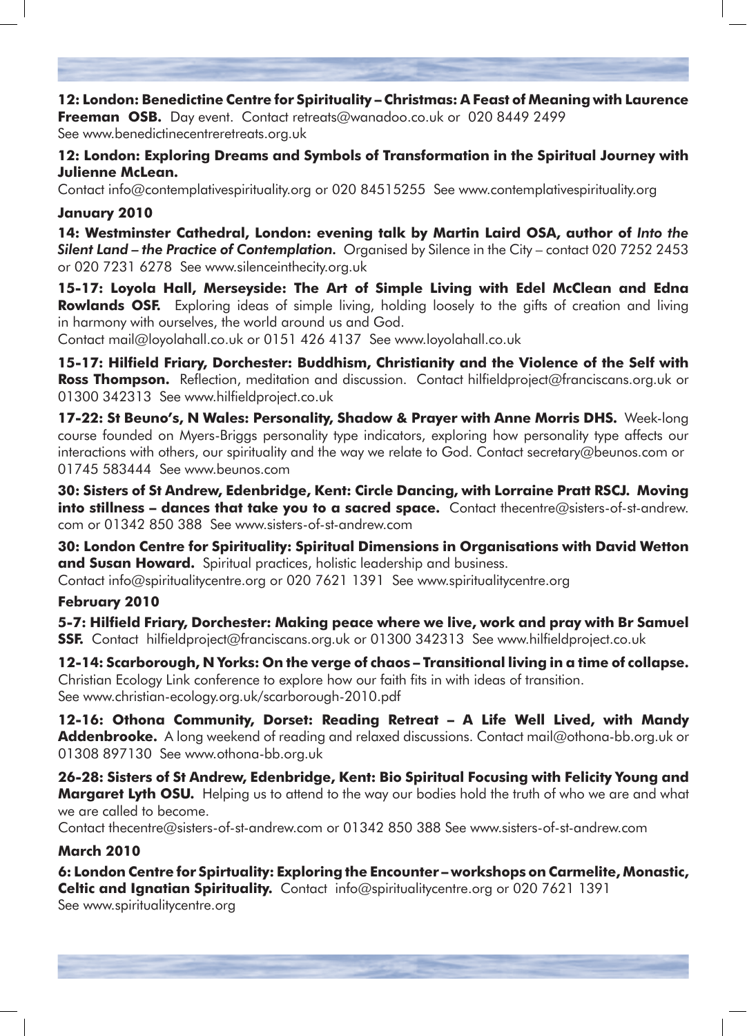**12: London: Benedictine Centre for Spirituality – Christmas: A Feast of Meaning with Laurence Freeman OSB.** Day event. Contact retreats@wanadoo.co.uk or 020 8449 2499 See www.benedictinecentreretreats.org.uk

**12: London: Exploring Dreams and Symbols of Transformation in the Spiritual Journey with Julienne McLean.**
Contact info@contemplativespirituality.org or 020 84515255 See www.contemplativespirituality.org

### January 2010

**14: Westminster Cathedral, London: evening talk by Martin Laird OSA, author of *Into the Silent Land – the Practice of Contemplation*.** Organised by Silence in the City – contact 020 7252 2453 or 020 7231 6278 See www.silenceinthecity.org.uk

**15-17: Loyola Hall, Merseyside: The Art of Simple Living with Edel McClean and Edna Rowlands OSF.** Exploring ideas of simple living, holding loosely to the gifts of creation and living in harmony with ourselves, the world around us and God.
Contact mail@loyolahall.co.uk or 0151 426 4137 See www.loyolahall.co.uk

**15-17: Hilfield Friary, Dorchester: Buddhism, Christianity and the Violence of the Self with Ross Thompson.** Reflection, meditation and discussion. Contact hilfieldproject@franciscans.org.uk or 01300 342313 See www.hilfieldproject.co.uk

**17-22: St Beuno's, N Wales: Personality, Shadow & Prayer with Anne Morris DHS.** Week-long course founded on Myers-Briggs personality type indicators, exploring how personality type affects our interactions with others, our spirituality and the way we relate to God. Contact secretary@beunos.com or 01745 583444 See www.beunos.com

**30: Sisters of St Andrew, Edenbridge, Kent: Circle Dancing, with Lorraine Pratt RSCJ. Moving into stillness – dances that take you to a sacred space.** Contact thecentre@sisters-of-st-andrew.com or 01342 850 388 See www.sisters-of-st-andrew.com

**30: London Centre for Spirituality: Spiritual Dimensions in Organisations with David Wetton and Susan Howard.** Spiritual practices, holistic leadership and business.
Contact info@spiritualitycentre.org or 020 7621 1391 See www.spiritualitycentre.org

### February 2010

**5-7: Hilfield Friary, Dorchester: Making peace where we live, work and pray with Br Samuel SSF.** Contact hilfieldproject@franciscans.org.uk or 01300 342313 See www.hilfieldproject.co.uk

**12-14: Scarborough, N Yorks: On the verge of chaos – Transitional living in a time of collapse.** Christian Ecology Link conference to explore how our faith fits in with ideas of transition.
See www.christian-ecology.org.uk/scarborough-2010.pdf

**12-16: Othona Community, Dorset: Reading Retreat – A Life Well Lived, with Mandy Addenbrooke.** A long weekend of reading and relaxed discussions. Contact mail@othona-bb.org.uk or 01308 897130 See www.othona-bb.org.uk

**26-28: Sisters of St Andrew, Edenbridge, Kent: Bio Spiritual Focusing with Felicity Young and Margaret Lyth OSU.** Helping us to attend to the way our bodies hold the truth of who we are and what we are called to become.
Contact thecentre@sisters-of-st-andrew.com or 01342 850 388 See www.sisters-of-st-andrew.com

### March 2010

**6: London Centre for Spirituality: Exploring the Encounter – workshops on Carmelite, Monastic, Celtic and Ignatian Spirituality.** Contact info@spiritualitycentre.org or 020 7621 1391
See www.spiritualitycentre.org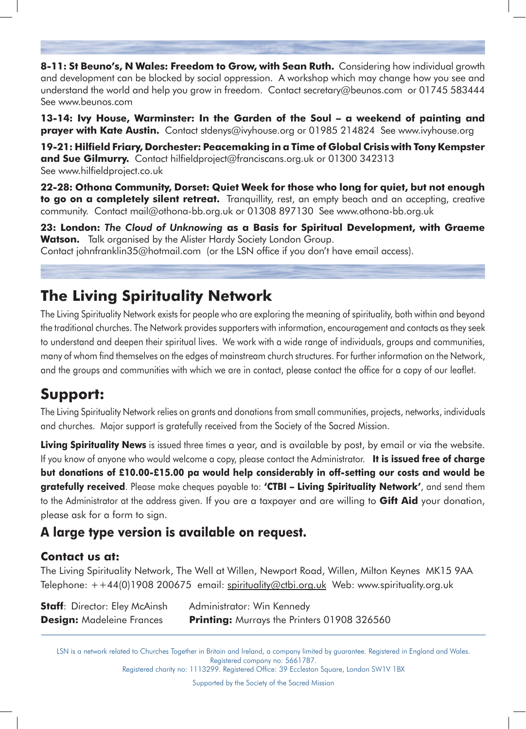**8-11: St Beuno's, N Wales: Freedom to Grow, with Sean Ruth.** Considering how individual growth and development can be blocked by social oppression. A workshop which may change how you see and understand the world and help you grow in freedom. Contact secretary@beunos.com or 01745 583444 See www.beunos.com

**13-14: Ivy House, Warminster: In the Garden of the Soul – a weekend of painting and prayer with Kate Austin.** Contact stdenys@ivyhouse.org or 01985 214824 See www.ivyhouse.org

**19-21: Hilfield Friary, Dorchester: Peacemaking in a Time of Global Crisis with Tony Kempster and Sue Gilmurry.** Contact hilfieldproject@franciscans.org.uk or 01300 342313 See www.hilfieldproject.co.uk

**22-28: Othona Community, Dorset: Quiet Week for those who long for quiet, but not enough to go on a completely silent retreat.** Tranquillity, rest, an empty beach and an accepting, creative community. Contact mail@othona-bb.org.uk or 01308 897130 See www.othona-bb.org.uk

**23: London: *The Cloud of Unknowing* as a Basis for Spiritual Development, with Graeme Watson.** Talk organised by the Alister Hardy Society London Group.
Contact johnfranklin35@hotmail.com (or the LSN office if you don't have email access).

# The Living Spirituality Network

The Living Spirituality Network exists for people who are exploring the meaning of spirituality, both within and beyond the traditional churches. The Network provides supporters with information, encouragement and contacts as they seek to understand and deepen their spiritual lives. We work with a wide range of individuals, groups and communities, many of whom find themselves on the edges of mainstream church structures. For further information on the Network, and the groups and communities with which we are in contact, please contact the office for a copy of our leaflet.

# Support:

The Living Spirituality Network relies on grants and donations from small communities, projects, networks, individuals and churches. Major support is gratefully received from the Society of the Sacred Mission.

**Living Spirituality News** is issued three times a year, and is available by post, by email or via the website. If you know of anyone who would welcome a copy, please contact the Administrator. **It is issued free of charge but donations of £10.00-£15.00 pa would help considerably in off-setting our costs and would be gratefully received**. Please make cheques payable to: **'CTBI – Living Spirituality Network'**, and send them to the Administrator at the address given. If you are a taxpayer and are willing to **Gift Aid** your donation, please ask for a form to sign.

## A large type version is available on request.

### Contact us at:

The Living Spirituality Network, The Well at Willen, Newport Road, Willen, Milton Keynes MK15 9AA
Telephone: ++44(0)1908 200675 email: spirituality@ctbi.org.uk Web: www.spirituality.org.uk

**Staff**: Director: Eley McAinsh    Administrator: Win Kennedy
**Design:** Madeleine Frances    **Printing:** Murrays the Printers 01908 326560

LSN is a network related to Churches Together in Britain and Ireland, a company limited by guarantee. Registered in England and Wales.
Registered company no: 5661787.
Registered charity no: 1113299. Registered Office: 39 Eccleston Square, London SW1V 1BX

Supported by the Society of the Sacred Mission